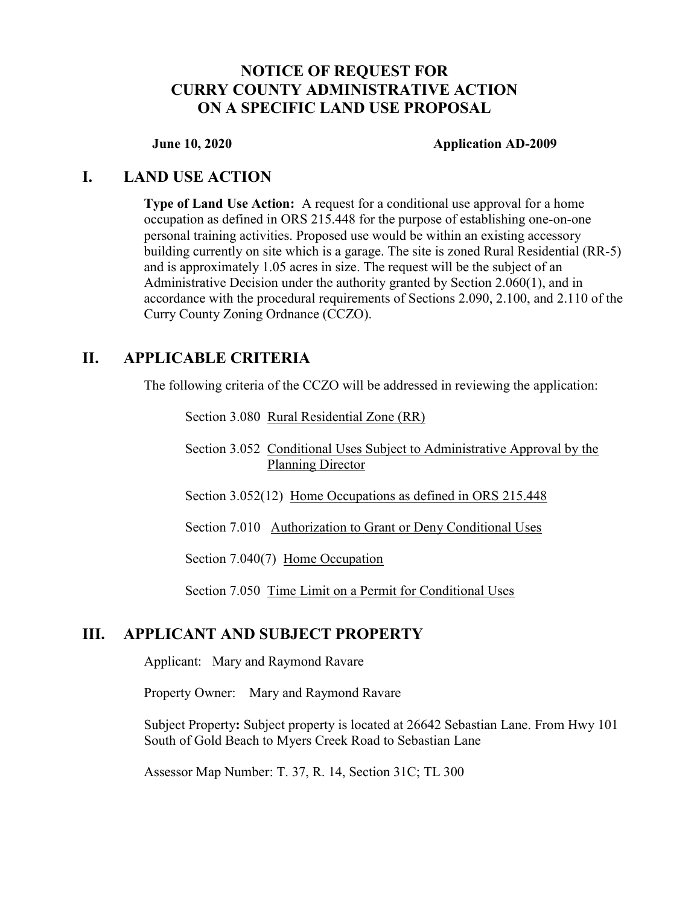# NOTICE OF REQUEST FOR CURRY COUNTY ADMINISTRATIVE ACTION ON A SPECIFIC LAND USE PROPOSAL

**June 10, 2020** **Application AD-2009**

## I. LAND USE ACTION

**Type of Land Use Action:** A request for a conditional use approval for a home occupation as defined in ORS 215.448 for the purpose of establishing one-on-one personal training activities. Proposed use would be within an existing accessory building currently on site which is a garage. The site is zoned Rural Residential (RR-5) and is approximately 1.05 acres in size. The request will be the subject of an Administrative Decision under the authority granted by Section 2.060(1), and in accordance with the procedural requirements of Sections 2.090, 2.100, and 2.110 of the Curry County Zoning Ordnance (CCZO).

## II. APPLICABLE CRITERIA

The following criteria of the CCZO will be addressed in reviewing the application:

Section 3.080 Rural Residential Zone (RR)

Section 3.052 Conditional Uses Subject to Administrative Approval by the Planning Director

Section 3.052(12) Home Occupations as defined in ORS 215.448

Section 7.010 Authorization to Grant or Deny Conditional Uses

Section 7.040(7) Home Occupation

Section 7.050 Time Limit on a Permit for Conditional Uses

## III. APPLICANT AND SUBJECT PROPERTY

Applicant: Mary and Raymond Ravare

Property Owner: Mary and Raymond Ravare

Subject Property**:** Subject property is located at 26642 Sebastian Lane. From Hwy 101 South of Gold Beach to Myers Creek Road to Sebastian Lane

Assessor Map Number: T. 37, R. 14, Section 31C; TL 300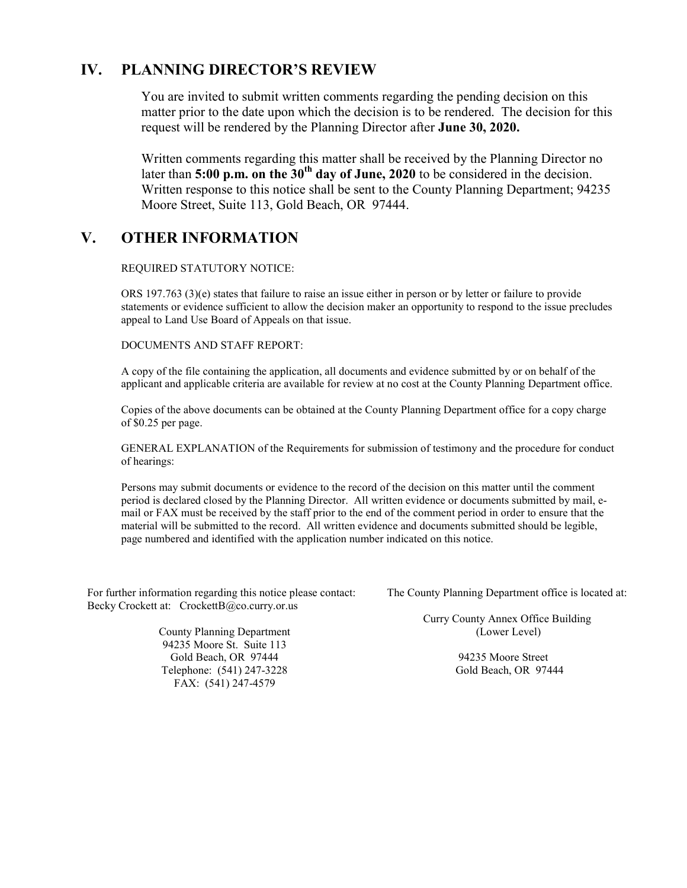## IV. PLANNING DIRECTOR'S REVIEW

You are invited to submit written comments regarding the pending decision on this matter prior to the date upon which the decision is to be rendered. The decision for this request will be rendered by the Planning Director after **June 30, 2020.**

Written comments regarding this matter shall be received by the Planning Director no later than **5:00 p.m. on the 30th day of June, 2020** to be considered in the decision. Written response to this notice shall be sent to the County Planning Department; 94235 Moore Street, Suite 113, Gold Beach, OR 97444.

## V. OTHER INFORMATION

REQUIRED STATUTORY NOTICE:

ORS 197.763 (3)(e) states that failure to raise an issue either in person or by letter or failure to provide statements or evidence sufficient to allow the decision maker an opportunity to respond to the issue precludes appeal to Land Use Board of Appeals on that issue.

DOCUMENTS AND STAFF REPORT:

A copy of the file containing the application, all documents and evidence submitted by or on behalf of the applicant and applicable criteria are available for review at no cost at the County Planning Department office.

Copies of the above documents can be obtained at the County Planning Department office for a copy charge of $0.25 per page.

GENERAL EXPLANATION of the Requirements for submission of testimony and the procedure for conduct of hearings:

Persons may submit documents or evidence to the record of the decision on this matter until the comment period is declared closed by the Planning Director. All written evidence or documents submitted by mail, e-mail or FAX must be received by the staff prior to the end of the comment period in order to ensure that the material will be submitted to the record. All written evidence and documents submitted should be legible, page numbered and identified with the application number indicated on this notice.

For further information regarding this notice please contact:
Becky Crockett at: CrockettB@co.curry.or.us

County Planning Department
94235 Moore St. Suite 113
Gold Beach, OR 97444
Telephone: (541) 247-3228
FAX: (541) 247-4579

The County Planning Department office is located at:

Curry County Annex Office Building
(Lower Level)

94235 Moore Street
Gold Beach, OR 97444